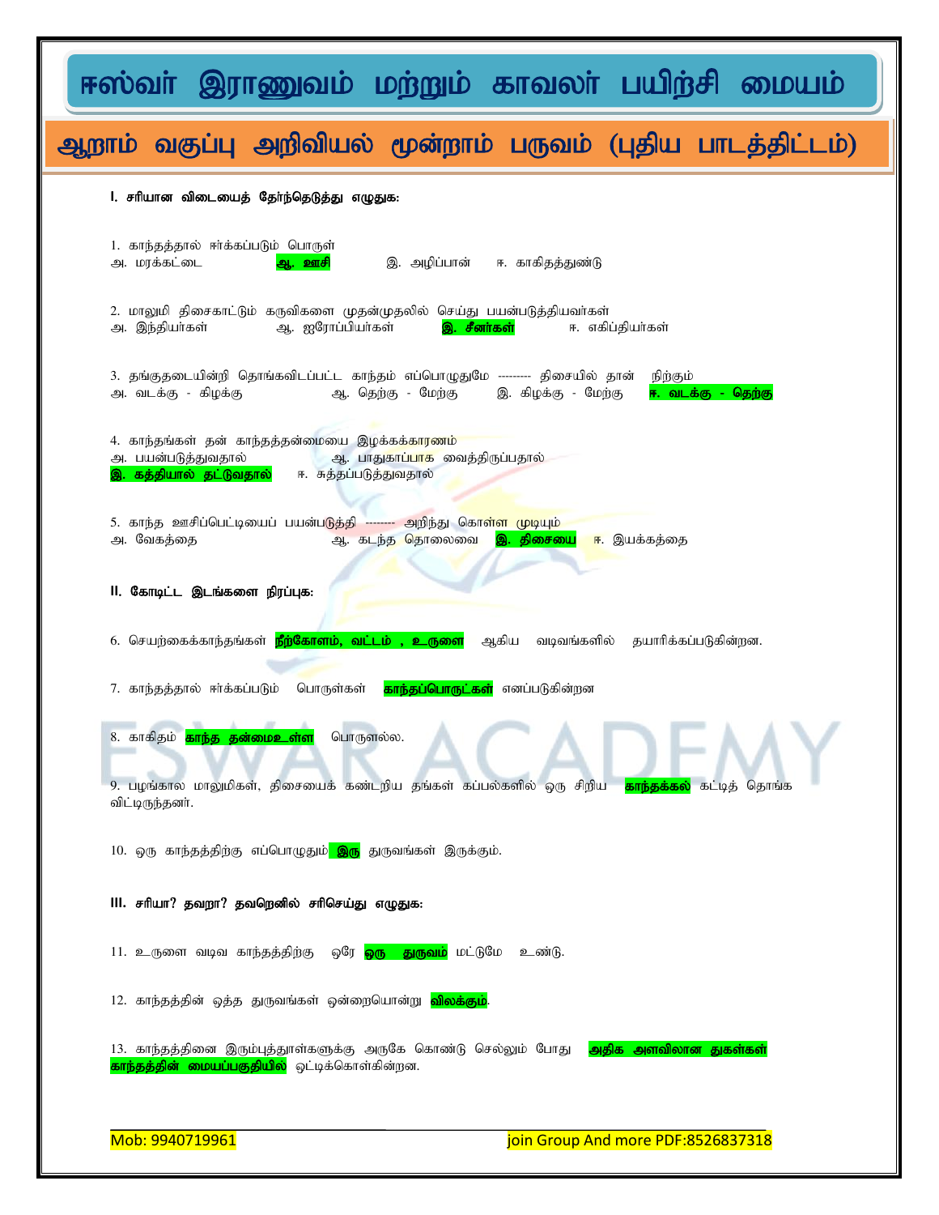# ஈஸ்வர் இராணுவம் மற்றும் காவலர் பயிற்சி மையம்

## ஆறாம் வகுப்பு அறிவியல் மூன்றாம் பருவம் (புதிய பாடத்திட்டம்)

### I. சரியான விடையைத் தேர்ந்தெடுத்து எழுதுக:

1. காந்தத்தால் ஈர்க்கப்படும் பொருள்
அ. மரக்கட்டை **ஆ. ஊசி** இ. அழிப்பான் ஈ. காகிதத்துண்டு

2. மாலுமி திசைகாட்டும் கருவிகளை முதன்முதலில் செய்து பயன்படுத்தியவர்கள்
அ. இந்தியர்கள் ஆ. ஐரோப்பியர்கள் **இ. சீனர்கள்** ஈ. எகிப்தியர்கள்

3. தங்குதடையின்றி தொங்கவிடப்பட்ட காந்தம் எப்பொழுதுமே -------- திசையில் தான் நிற்கும்
அ. வடக்கு - கிழக்கு ஆ. தெற்கு - மேற்கு இ. கிழக்கு - மேற்கு **ஈ. வடக்கு - தெற்கு**

4. காந்தங்கள் தன் காந்தத்தன்மையை இழக்கக்காரணம்
அ. பயன்படுத்துவதால் ஆ. பாதுகாப்பாக வைத்திருப்பதால் **இ. கத்தியால் தட்டுவதால்** ஈ. சுத்தப்படுத்துவதால்

5. காந்த ஊசிப்பெட்டியைப் பயன்படுத்தி -------- அறிந்து கொள்ள முடியும்
அ. வேகத்தை ஆ. கடந்த தொலைவை **இ. திசையை** ஈ. இயக்கத்தை

### II. கோடிட்ட இடங்களை நிரப்புக:

6. செயற்கைக்காந்தங்கள் **நீற்கோளம், வட்டம் , உருளை** ஆகிய வடிவங்களில் தயாரிக்கப்படுகின்றன.

7. காந்தத்தால் ஈர்க்கப்படும் பொருள்கள் **காந்தப்பொருட்கள்** எனப்படுகின்றன

8. காகிதம் **காந்த தன்மைஉள்ள** பொருளல்ல.

9. பழங்கால மாலுமிகள், திசையைக் கண்டறிய தங்கள் கப்பல்களில் ஒரு சிறிய **காந்தக்கல்** கட்டித் தொங்க விட்டிருந்தனர்.

10. ஒரு காந்தத்திற்கு எப்பொழுதும் **இரு** துருவங்கள் இருக்கும்.

### III. சரியா? தவறா? தவறெனில் சரிசெய்து எழுதுக:

11. உருளை வடிவ காந்தத்திற்கு ஒரே **ஒரு துருவம்** மட்டுமே உண்டு.

12. காந்தத்தின் ஒத்த துருவங்கள் ஒன்றையொன்று **விலக்கும்**.

13. காந்தத்தினை இரும்புத்தூள்களுக்கு அருகே கொண்டு செல்லும் போது **அதிக அளவிலான துகள்கள் காந்தத்தின் மையப்பகுதியில்** ஒட்டிக்கொள்கின்றன.

Mob: 9940719961 join Group And more PDF:8526837318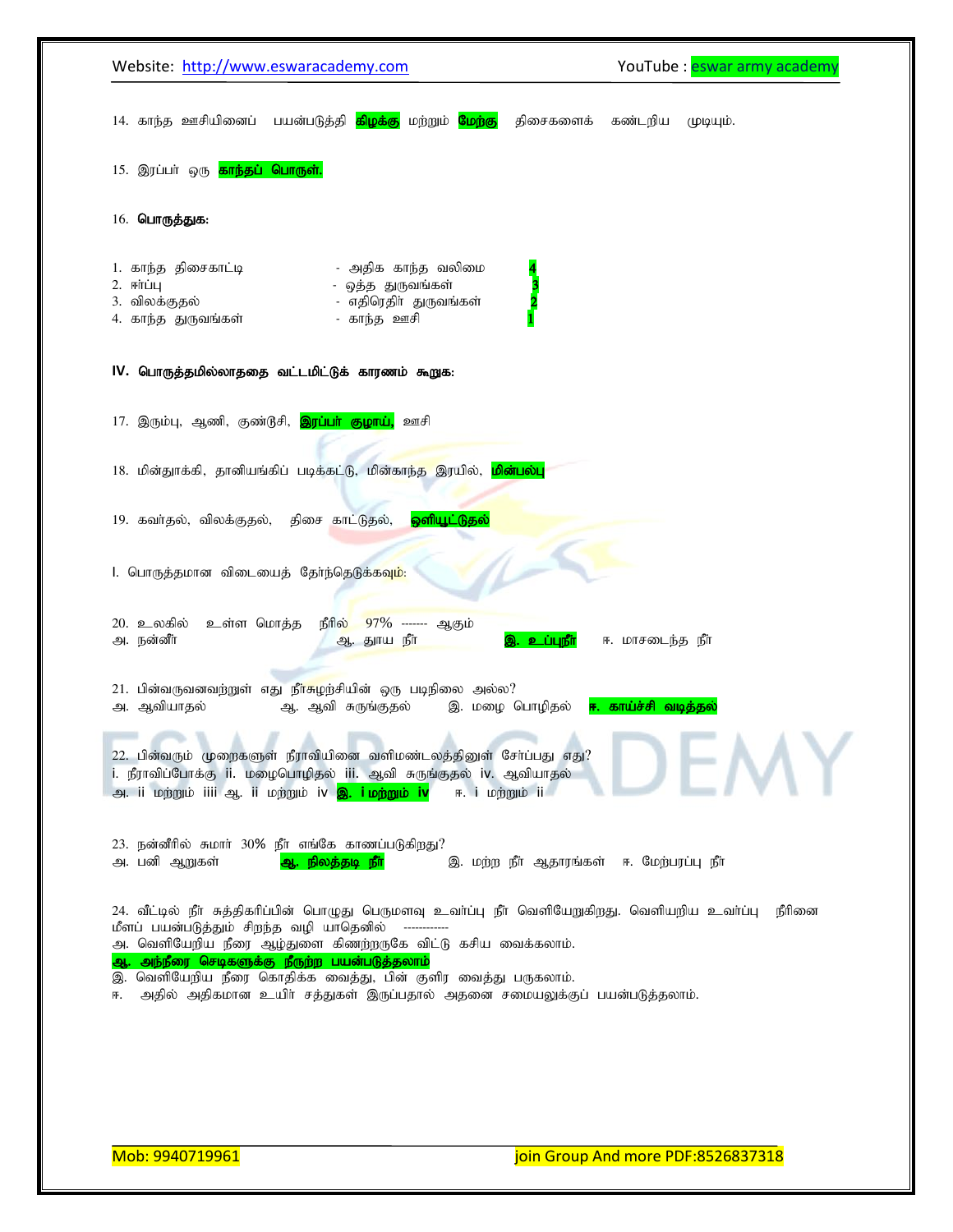14. காந்த ஊசியினைப் பயன்படுத்தி **கிழக்கு** மற்றும் **மேற்கு** திசைகளைக் கண்டறிய முடியும்.

15. இரப்பர் ஒரு **காந்தப் பொருள்.**

16. **பொருத்துக:**

| | | |
|---|---|---|
| 1. காந்த திசைகாட்டி | - அதிக காந்த வலிமை | **4** |
| 2. ஈர்ப்பு | - ஒத்த துருவங்கள் | **3** |
| 3. விலக்குதல் | - எதிரெதிர் துருவங்கள் | **2** |
| 4. காந்த துருவங்கள் | - காந்த ஊசி | **1** |

**IV. பொருத்தமில்லாததை வட்டமிட்டுக் காரணம் கூறுக:**

17. இரும்பு, ஆணி, குண்டூசி, **இரப்பர் குழாய்,** ஊசி

18. மின்தூக்கி, தானியங்கிப் படிக்கட்டு, மின்காந்த இரயில், **மின்பல்பு**

19. கவர்தல், விலக்குதல், திசை காட்டுதல், **ஒளியூட்டுதல்**

I. பொருத்தமான விடையைத் தேர்ந்தெடுக்கவும்:

20. உலகில் உள்ள மொத்த நீரில் 97% ------- ஆகும்

அ. நன்னீர் ஆ. தூய நீர் **இ. உப்புநீர்** ஈ. மாசடைந்த நீர்

21. பின்வருவனவற்றுள் எது நீர்சுழற்சியின் ஒரு படிநிலை அல்ல?

அ. ஆவியாதல் ஆ. ஆவி சுருங்குதல் இ. மழை பொழிதல் **ஈ. காய்ச்சி வடித்தல்**

22. பின்வரும் முறைகளுள் நீராவியினை வளிமண்டலத்தினுள் சேர்ப்பது எது?

i. நீராவிப்போக்கு ii. மழைபொழிதல் iii. ஆவி சுருங்குதல் iv. ஆவியாதல்

அ. ii மற்றும் iii ஆ. ii மற்றும் iv **இ. i மற்றும் iv** ஈ. i மற்றும் ii

23. நன்னீரில் சுமார் 30% நீர் எங்கே காணப்படுகிறது?

அ. பனி ஆறுகள் **ஆ. நிலத்தடி நீர்** இ. மற்ற நீர் ஆதாரங்கள் ஈ. மேற்பரப்பு நீர்

24. வீட்டில் நீர் சுத்திகரிப்பின் பொழுது பெருமளவு உவர்ப்பு நீர் வெளியேறுகிறது. வெளியறிய உவர்ப்பு நீரினை மீளப் பயன்படுத்தும் சிறந்த வழி யாதெனில் ------------

அ. வெளியேறிய நீரை ஆழ்துளை கிணற்றருகே விட்டு கசிய வைக்கலாம்.

**ஆ. அந்நீரை செடிகளுக்கு நீரூற்ற பயன்படுத்தலாம்**

இ. வெளியேறிய நீரை கொதிக்க வைத்து, பின் குளிர வைத்து பருகலாம்.

ஈ. அதில் அதிகமான உயிர் சத்துகள் இருப்பதால் அதனை சமையலுக்குப் பயன்படுத்தலாம்.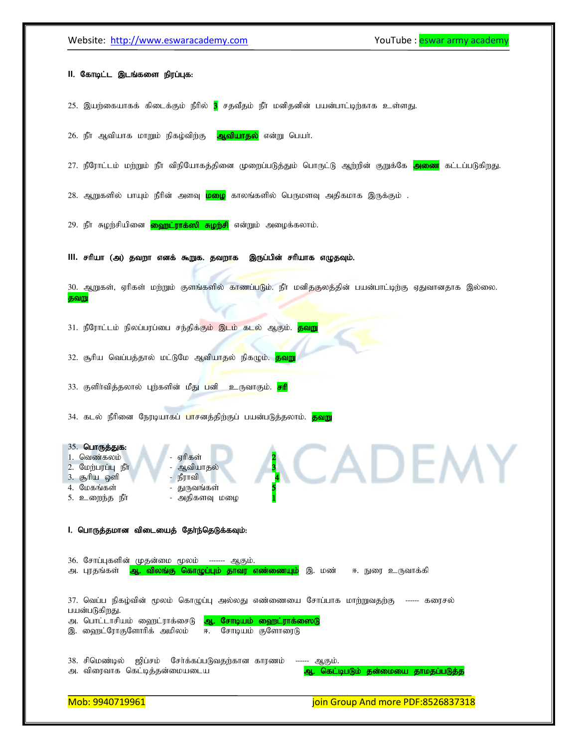**II. கோடிட்ட இடங்களை நிரப்புக:**

25. இயற்கையாகக் கிடைக்கும் நீரில் **3** சதவீதம் நீர் மனிதனின் பயன்பாட்டிற்காக உள்ளது.

26. நீர் ஆவியாக மாறும் நிகழ்விற்கு **ஆவியாதல்** என்று பெயர்.

27. நீரோட்டம் மற்றும் நீர் விநியோகத்தினை முறைப்படுத்தும் பொருட்டு ஆற்றின் குறுக்கே **அணை** கட்டப்படுகிறது.

28. ஆறுகளில் பாயும் நீரின் அளவு **மழை** காலங்களில் பெருமளவு அதிகமாக இருக்கும் .

29. நீர் சுழற்சியினை **ஹைட்ராக்ஸி சுழற்சி** என்றும் அழைக்கலாம்.

**III. சரியா (அ) தவறா எனக் கூறுக. தவறாக இருப்பின் சரியாக எழுதவும்.**

30. ஆறுகள், ஏரிகள் மற்றும் குளங்களில் காணப்படும். நீர் மனிதகுலத்தின் பயன்பாட்டிற்கு ஏதுவானதாக இல்லை. **தவறு**

31. நீரோட்டம் நிலப்பரப்பை சந்திக்கும் இடம் கடல் ஆகும். **தவறு**

32. சூரிய வெப்பத்தால் மட்டுமே ஆவியாதல் நிகழும். **தவறு**

33. குளிர்வித்தலால் புற்களின் மீது பனி உருவாகும். **சரி**

34. கடல் நீரினை நேரடியாகப் பாசனத்திற்குப் பயன்படுத்தலாம். **தவறு**

35. **பொருத்துக:**

| | | |
|---|---|---|
| 1. வெண்கலம் | - ஏரிகள் | **2** |
| 2. மேற்பரப்பு நீர் | - ஆவியாதல் | **3** |
| 3. சூரிய ஒளி | - நீராவி | **4** |
| 4. மேகங்கள் | - துருவங்கள் | **5** |
| 5. உறைந்த நீர் | - அதிகளவு மழை | **1** |

**I. பொருத்தமான விடையைத் தேர்ந்தெடுக்கவும்:**

36. சோப்புகளின் முதன்மை மூலம் ------- ஆகும்.
அ. புரதங்கள் **ஆ. விலங்கு கொழுப்பும் தாவர எண்ணெயும்** இ. மண் ஈ. நுரை உருவாக்கி

37. வெப்ப நிகழ்வின் மூலம் கொழுப்பு அல்லது எண்ணெயை சோப்பாக மாற்றுவதற்கு ------ கரைசல் பயன்படுகிறது.
அ. பொட்டாசியம் ஹைட்ராக்சைடு **ஆ. சோடியம் ஹைட்ராக்ஸைடு**
இ. ஹைட்ரோகுளோரிக் அமிலம் ஈ. சோடியம் குளோரைடு

38. சிமெண்டில் ஜிப்சம் சேர்க்கப்படுவதற்கான காரணம் ------ ஆகும்.
அ. விரைவாக கெட்டித்தன்மையடைய **ஆ. கெட்டிபடும் தன்மையை தாமதப்படுத்த**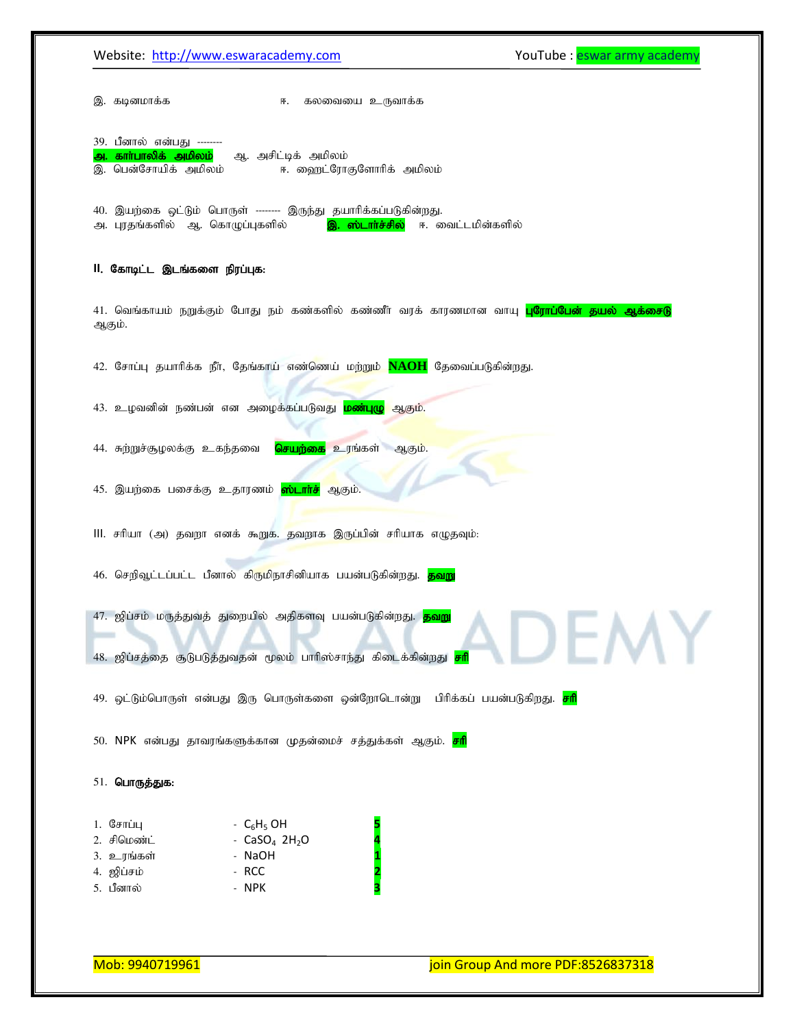இ. கடினமாக்க ஈ. கலவையை உருவாக்க

39. பீனால் என்பது --------

**அ. கார்பாலிக் அமிலம்** ஆ. அசிட்டிக் அமிலம்

இ. பென்சோயிக் அமிலம் ஈ. ஹைட்ரோகுளோரிக் அமிலம்

40. இயற்கை ஒட்டும் பொருள் -------- இருந்து தயாரிக்கப்படுகின்றது.

அ. புரதங்களில் ஆ. கொழுப்புகளில் **இ. ஸ்டார்ச்சில்** ஈ. வைட்டமின்களில்

**II. கோடிட்ட இடங்களை நிரப்புக:**

41. வெங்காயம் நறுக்கும் போது நம் கண்களில் கண்ணீர் வரக் காரணமான வாயு **புரோப்பேன் தயல் ஆக்சைடு** ஆகும்.

42. சோப்பு தயாரிக்க நீர், தேங்காய் எண்ணெய் மற்றும் **NAOH** தேவைப்படுகின்றது.

43. உழவனின் நண்பன் என அழைக்கப்படுவது **மண்புழு** ஆகும்.

44. சுற்றுச்சூழலக்கு உகந்தவை **செயற்கை** உரங்கள் ஆகும்.

45. இயற்கை பசைக்கு உதாரணம் **ஸ்டார்ச்** ஆகும்.

III. சரியா (அ) தவறா எனக் கூறுக. தவறாக இருப்பின் சரியாக எழுதவும்:

46. செறிவூட்டப்பட்ட பீனால் கிருமிநாசினியாக பயன்படுகின்றது. **தவறு**

47. ஜிப்சம் மருத்துவத் துறையில் அதிகளவு பயன்படுகின்றது. **தவறு**

48. ஜிப்சத்தை சூடுபடுத்துவதன் மூலம் பாரிஸ்சாந்து கிடைக்கின்றது **சரி**

49. ஒட்டும்பொருள் என்பது இரு பொருள்களை ஒன்றோடொன்று பிரிக்கப் பயன்படுகிறது. **சரி**

50. NPK என்பது தாவரங்களுக்கான முதன்மைச் சத்துக்கள் ஆகும். **சரி**

51. **பொருத்துக:**

| | | |
|---|---|---|
| 1. சோப்பு | - $C_6H_5OH$ | **5** |
| 2. சிமெண்ட் | - $CaSO_4\ 2H_2O$ | **4** |
| 3. உரங்கள் | - NaOH | **1** |
| 4. ஜிப்சம் | - RCC | **2** |
| 5. பீனால் | - NPK | **3** |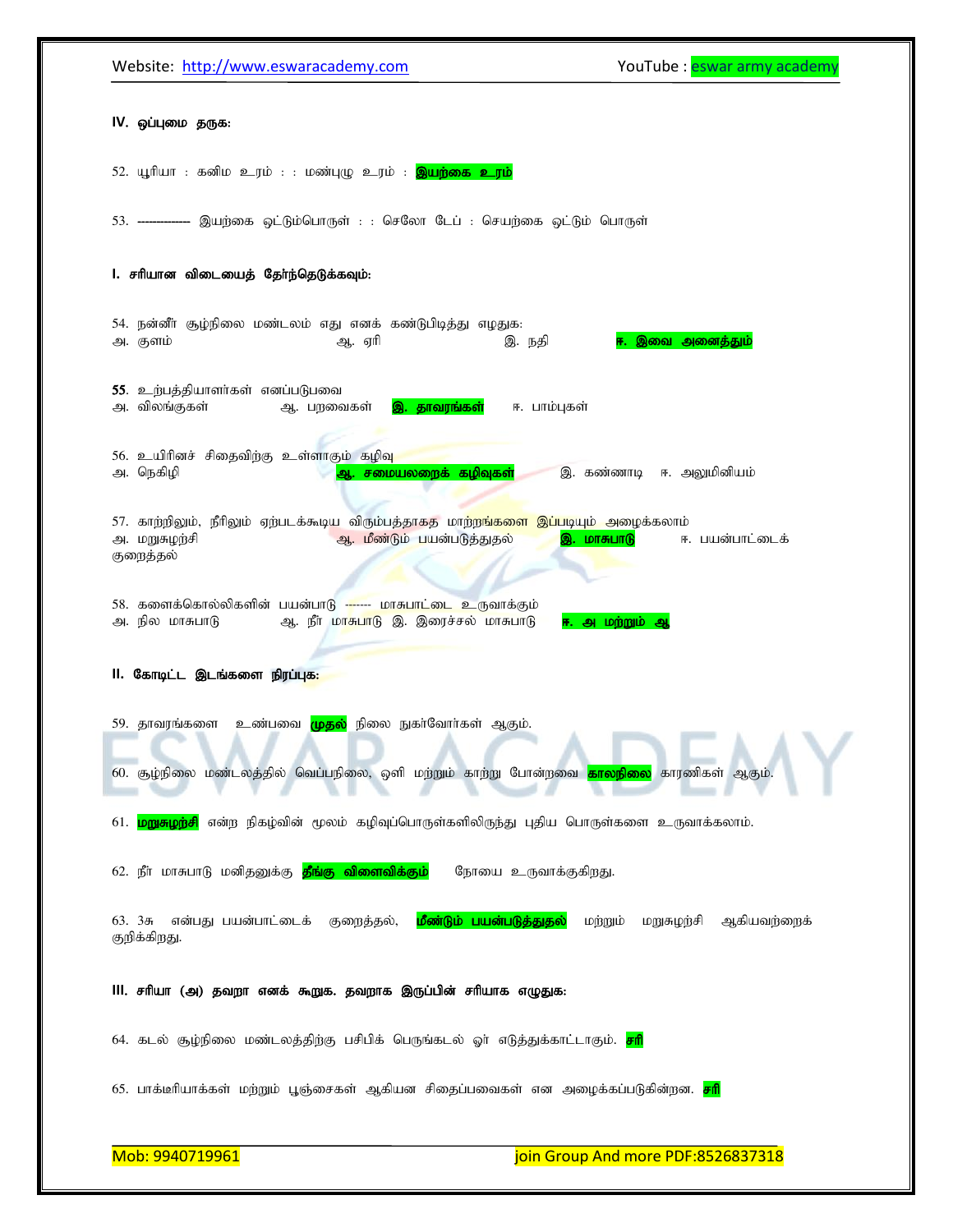**IV. ஒப்புமை தருக:**

52. யூரியா : கனிம உரம் : : மண்புழு உரம் : **இயற்கை உரம்**

53. ------------ இயற்கை ஒட்டும்பொருள் : : செலோ டேப் : செயற்கை ஒட்டும் பொருள்

**I. சரியான விடையைத் தேர்ந்தெடுக்கவும்:**

54. நன்னீர் சூழ்நிலை மண்டலம் எது எனக் கண்டுபிடித்து எழுதுக:
அ. குளம் ஆ. ஏரி இ. நதி **ஈ. இவை அனைத்தும்**

**55**. உற்பத்தியாளர்கள் எனப்படுபவை
அ. விலங்குகள் ஆ. பறவைகள் **இ. தாவரங்கள்** ஈ. பாம்புகள்

56. உயிரினச் சிதைவிற்கு உள்ளாகும் கழிவு
அ. நெகிழி **ஆ. சமையலறைக் கழிவுகள்** இ. கண்ணாடி ஈ. அலுமினியம்

57. காற்றிலும், நீரிலும் ஏற்படக்கூடிய விரும்பத்தகாத மாற்றங்களை இப்படியும் அழைக்கலாம்
அ. மறுசுழற்சி ஆ. மீண்டும் பயன்படுத்துதல் **இ. மாசுபாடு** ஈ. பயன்பாட்டைக் குறைத்தல்

58. களைக்கொல்லிகளின் பயன்பாடு ------- மாசுபாட்டை உருவாக்கும்
அ. நில மாசுபாடு ஆ. நீர் மாசுபாடு இ. இரைச்சல் மாசுபாடு **ஈ. அ மற்றும் ஆ**

**II. கோடிட்ட இடங்களை நிரப்புக:**

59. தாவரங்களை உண்பவை **முதல்** நிலை நுகர்வோர்கள் ஆகும்.

60. சூழ்நிலை மண்டலத்தில் வெப்பநிலை, ஒளி மற்றும் காற்று போன்றவை **காலநிலை** காரணிகள் ஆகும்.

61. **மறுசுழற்சி** என்ற நிகழ்வின் மூலம் கழிவுப்பொருள்களிலிருந்து புதிய பொருள்களை உருவாக்கலாம்.

62. நீர் மாசுபாடு மனிதனுக்கு **தீங்கு விளைவிக்கும்** நோயை உருவாக்குகிறது.

63. 3சு என்பது பயன்பாட்டைக் குறைத்தல், **மீண்டும் பயன்படுத்துதல்** மற்றும் மறுசுழற்சி ஆகியவற்றைக் குறிக்கிறது.

**III. சரியா (அ) தவறா எனக் கூறுக. தவறாக இருப்பின் சரியாக எழுதுக:**

64. கடல் சூழ்நிலை மண்டலத்திற்கு பசிபிக் பெருங்கடல் ஓர் எடுத்துக்காட்டாகும். **சரி**

65. பாக்டீரியாக்கள் மற்றும் பூஞ்சைகள் ஆகியன சிதைப்பவைகள் என அழைக்கப்படுகின்றன. **சரி**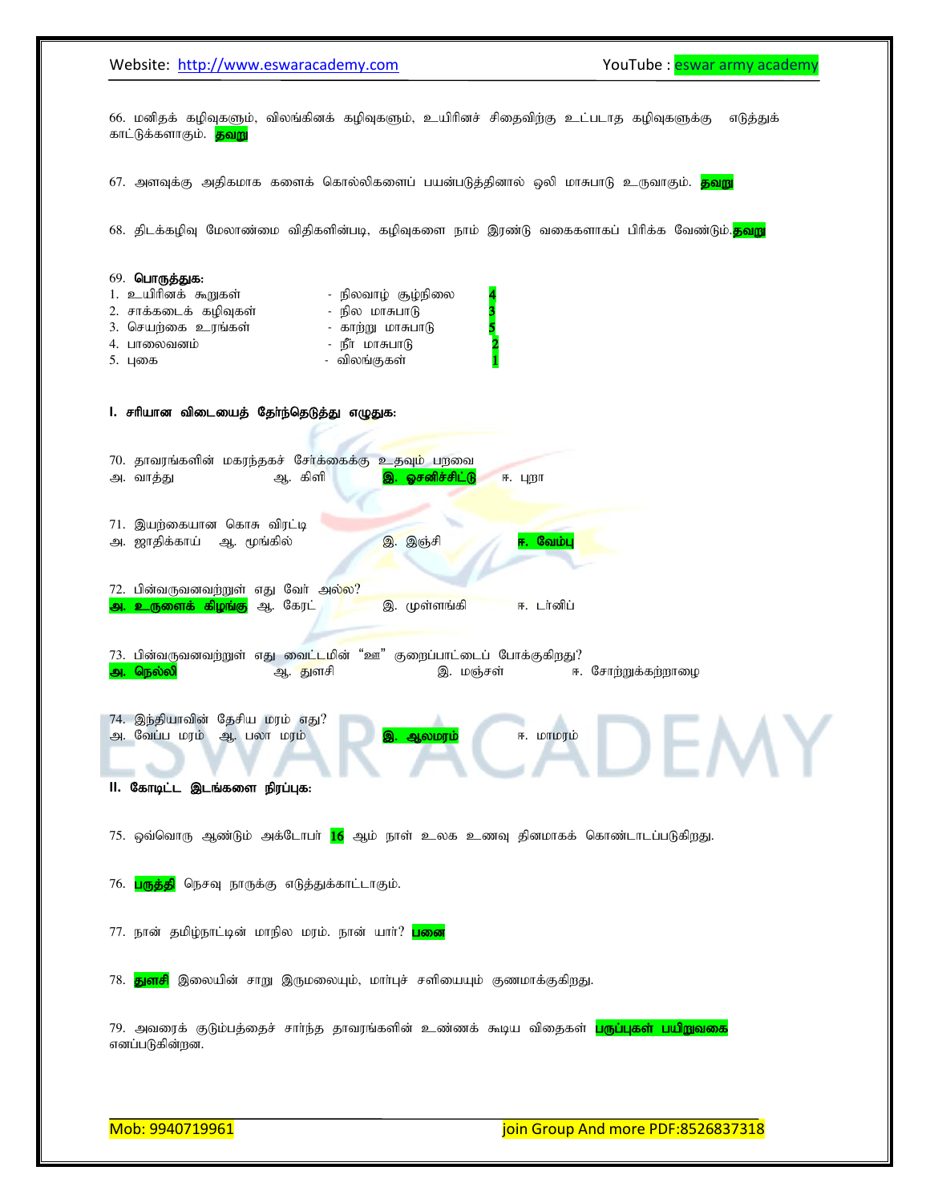66. மனிதக் கழிவுகளும், விலங்கினக் கழிவுகளும், உயிரினச் சிதைவிற்கு உட்படாத கழிவுகளுக்கு எடுத்துக் காட்டுக்களாகும். **தவறு**

67. அளவுக்கு அதிகமாக களைக் கொல்லிகளைப் பயன்படுத்தினால் ஒலி மாசுபாடு உருவாகும். **தவறு**

68. திடக்கழிவு மேலாண்மை விதிகளின்படி, கழிவுகளை நாம் இரண்டு வகைகளாகப் பிரிக்க வேண்டும். **தவறு**

69. **பொருத்துக:**

| | | |
|---|---|---|
| 1. உயிரினக் கூறுகள் | - நிலவாழ் சூழ்நிலை | **4** |
| 2. சாக்கடைக் கழிவுகள் | - நில மாசுபாடு | **3** |
| 3. செயற்கை உரங்கள் | - காற்று மாசுபாடு | **5** |
| 4. பாலைவனம் | - நீர் மாசுபாடு | **2** |
| 5. புகை | - விலங்குகள் | **1** |

## I. சரியான விடையைத் தேர்ந்தெடுத்து எழுதுக:

70. தாவரங்களின் மகரந்தகச் சேர்க்கைக்கு உதவும் பறவை
அ. வாத்து ஆ. கிளி **இ. ஓசனிச்சிட்டு** ஈ. புறா

71. இயற்கையான கொசு விரட்டி
அ. ஜாதிக்காய் ஆ. மூங்கில் இ. இஞ்சி **ஈ. வேம்பு**

72. பின்வருவனவற்றுள் எது வேர் அல்ல?
**அ. உருளைக் கிழங்கு** ஆ. கேரட் இ. முள்ளங்கி ஈ. டர்னிப்

73. பின்வருவனவற்றுள் எது வைட்டமின் "ஊ" குறைப்பாட்டைப் போக்குகிறது?
**அ. நெல்லி** ஆ. துளசி இ. மஞ்சள் ஈ. சோற்றுக்கற்றாழை

74. இந்தியாவின் தேசிய மரம் எது?
அ. வேப்ப மரம் ஆ. பலா மரம் **இ. ஆலமரம்** ஈ. மாமரம்

## II. கோடிட்ட இடங்களை நிரப்புக:

75. ஒவ்வொரு ஆண்டும் அக்டோபர் **16** ஆம் நாள் உலக உணவு தினமாகக் கொண்டாடப்படுகிறது.

76. **பருத்தி** நெசவு நாருக்கு எடுத்துக்காட்டாகும்.

77. நான் தமிழ்நாட்டின் மாநில மரம். நான் யார்? **பனை**

78. **துளசி** இலையின் சாறு இருமலையும், மார்புச் சளியையும் குணமாக்குகிறது.

79. அவரைக் குடும்பத்தைச் சார்ந்த தாவரங்களின் உண்ணக் கூடிய விதைகள் **பருப்புகள் பயிறுவகை** எனப்படுகின்றன.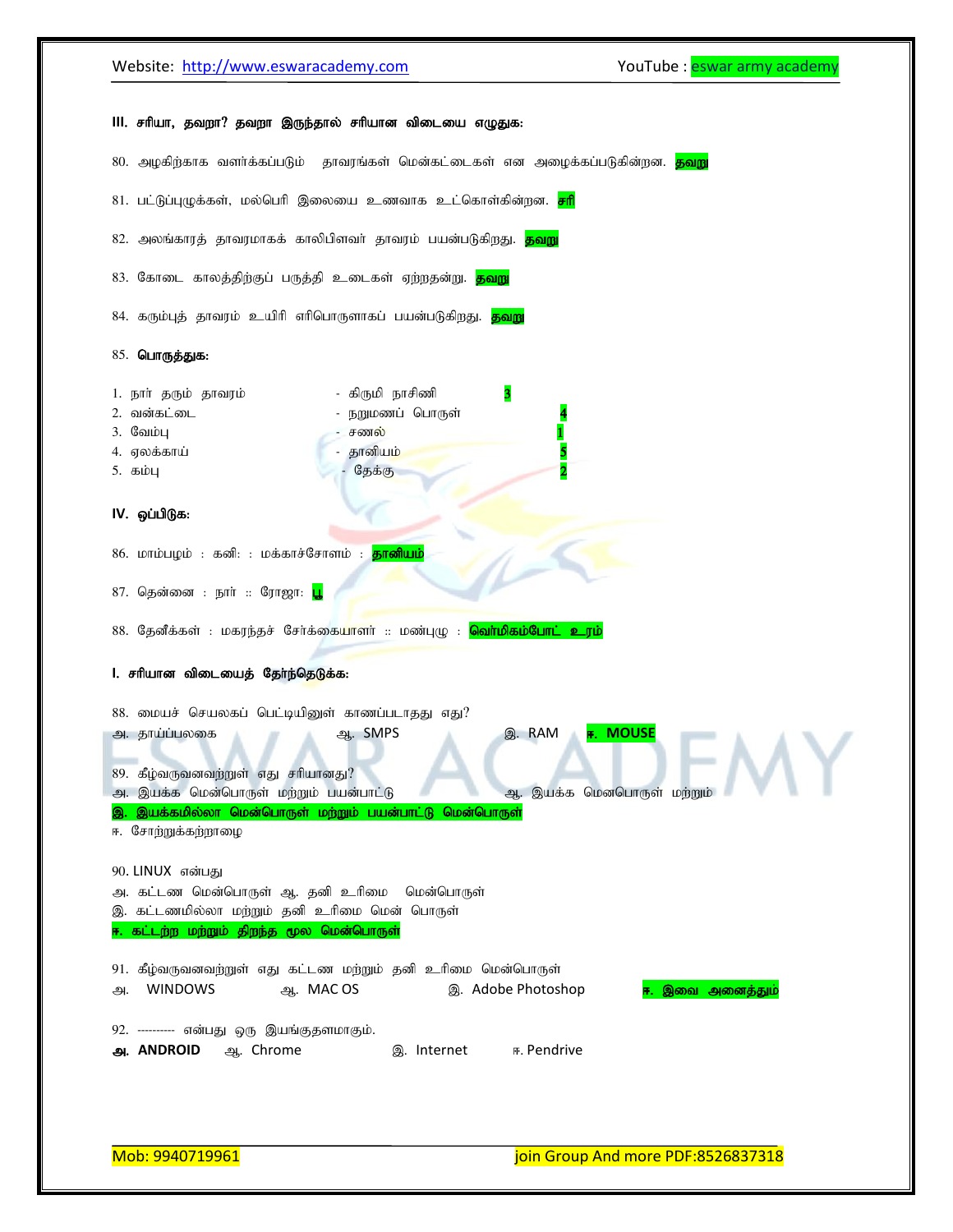### III. சரியா, தவறா? தவறா இருந்தால் சரியான விடையை எழுதுக:

80. அழகிற்காக வளர்க்கப்படும் தாவரங்கள் மென்கட்டைகள் என அழைக்கப்படுகின்றன. **தவறு**

81. பட்டுப்புழுக்கள், மல்பெரி இலையை உணவாக உட்கொள்கின்றன. **சரி**

82. அலங்காரத் தாவரமாகக் காலிபிளவர் தாவரம் பயன்படுகிறது. **தவறு**

83. கோடை காலத்திற்குப் பருத்தி உடைகள் ஏற்றதன்று. **தவறு**

84. கரும்புத் தாவரம் உயிரி எரிபொருளாகப் பயன்படுகிறது. **தவறு**

85. **பொருத்துக:**

| | | | |
|---|---|---|---|
| 1. நார் தரும் தாவரம் | - கிருமி நாசினி | **3** |
| 2. வன்கட்டை | - நறுமணப் பொருள் | **4** |
| 3. வேம்பு | - சணல் | **1** |
| 4. ஏலக்காய் | - தானியம் | **5** |
| 5. கம்பு | - தேக்கு | **2** |

### IV. ஒப்பிடுக:

86. மாம்பழம் : கனி: : மக்காச்சோளம் : **தானியம்**

87. தென்னை : நார் :: ரோஜா: **பூ**

88. தேனீக்கள் : மகரந்தச் சேர்க்கையாளர் :: மண்புழு : **வெர்மிகம்போட் உரம்**

### I. சரியான விடையைத் தேர்ந்தெடுக்க:

88. மையச் செயலகப் பெட்டியினுள் காணப்படாதது எது?
அ. தாய்ப்பலகை ஆ. SMPS இ. RAM **ஈ. MOUSE**

89. கீழ்வருவனவற்றுள் எது சரியானது?
அ. இயக்க மென்பொருள் மற்றும் பயன்பாட்டு ஆ. இயக்க மெனபொருள் மற்றும்
**இ. இயக்கமில்லா மென்பொருள் மற்றும் பயன்பாட்டு மென்பொருள்**
ஈ. சோற்றுக்கற்றாழை

90. LINUX என்பது
அ. கட்டண மென்பொருள் ஆ. தனி உரிமை மென்பொருள்
இ. கட்டணமில்லா மற்றும் தனி உரிமை மென் பொருள்
**ஈ. கட்டற்ற மற்றும் திறந்த மூல மென்பொருள்**

91. கீழ்வருவனவற்றுள் எது கட்டண மற்றும் தனி உரிமை மென்பொருள்
அ. WINDOWS ஆ. MAC OS இ. Adobe Photoshop **ஈ. இவை அனைத்தும்**

92. --------- என்பது ஒரு இயங்குதளமாகும்.
**அ. ANDROID** ஆ. Chrome இ. Internet ஈ. Pendrive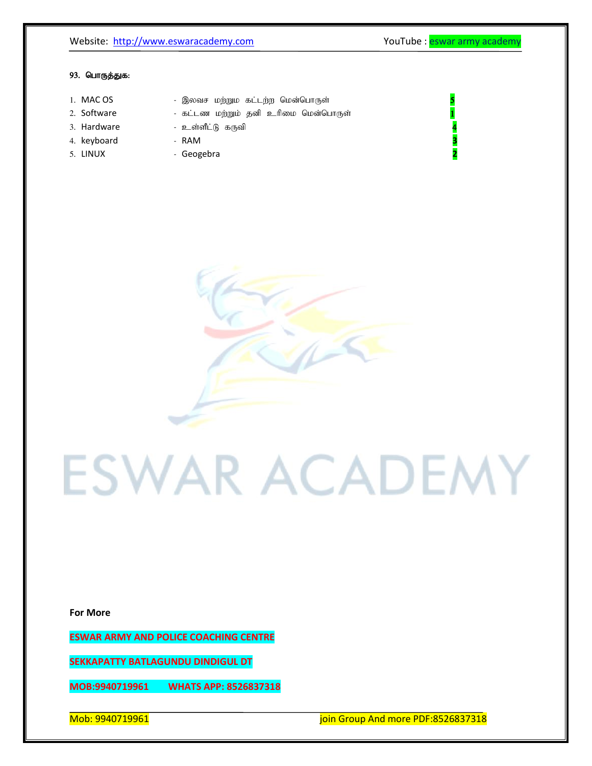**93. பொருத்துக:**

| | | | |
|---|---|---|---|
| 1. MAC OS | - இலவச மற்றும கட்டற்ற மென்பொருள் | | 5 |
| 2. Software | - கட்டண மற்றும் தனி உரிமை மென்பொருள் | | 1 |
| 3. Hardware | - உள்ளீட்டு கருவி | | 4 |
| 4. keyboard | - RAM | | 3 |
| 5. LINUX | - Geogebra | | 2 |

**For More**

**ESWAR ARMY AND POLICE COACHING CENTRE**

**SEKKAPATTY BATLAGUNDU DINDIGUL DT**

**MOB:9940719961 WHATS APP: 8526837318**